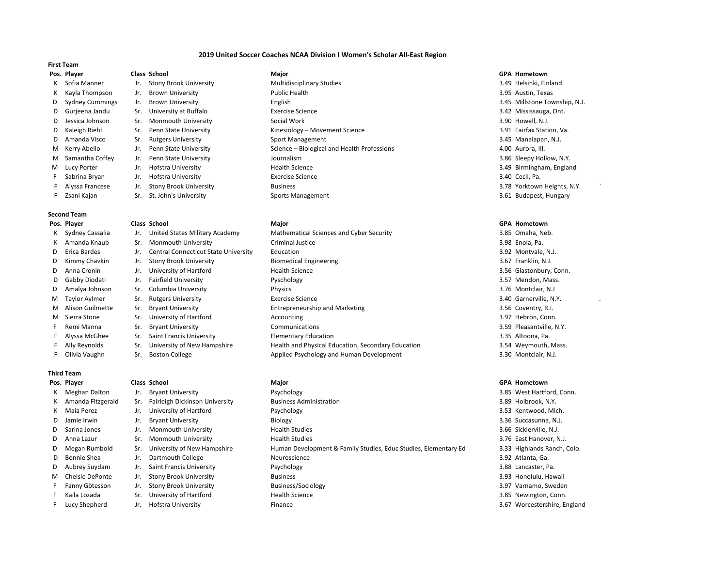# 2019 United Soccer Coaches NCAA Division I Women's Scholar All-East Region

## First Team

| Pos. | Player | Class | School | Major | GPA | Hometown |
|---|---|---|---|---|---|---|
| K | Sofia Manner | Jr. | Stony Brook University | Multidisciplinary Studies | 3.49 | Helsinki, Finland |
| K | Kayla Thompson | Jr. | Brown University | Public Health | 3.95 | Austin, Texas |
| D | Sydney Cummings | Jr. | Brown University | English | 3.45 | Millstone Township, N.J. |
| D | Gurjeena Jandu | Sr. | University at Buffalo | Exercise Science | 3.42 | Mississauga, Ont. |
| D | Jessica Johnson | Sr. | Monmouth University | Social Work | 3.90 | Howell, N.J. |
| D | Kaleigh Riehl | Sr. | Penn State University | Kinesiology – Movement Science | 3.91 | Fairfax Station, Va. |
| D | Amanda Visco | Sr. | Rutgers University | Sport Management | 3.45 | Manalapan, N.J. |
| M | Kerry Abello | Jr. | Penn State University | Science – Biological and Health Professions | 4.00 | Aurora, Ill. |
| M | Samantha Coffey | Jr. | Penn State University | Journalism | 3.86 | Sleepy Hollow, N.Y. |
| M | Lucy Porter | Jr. | Hofstra University | Health Science | 3.49 | Birmingham, England |
| F | Sabrina Bryan | Jr. | Hofstra University | Exercise Science | 3.40 | Cecil, Pa. |
| F | Alyssa Francese | Jr. | Stony Brook University | Business | 3.78 | Yorktown Heights, N.Y. |
| F | Zsani Kajan | Sr. | St. John's University | Sports Management | 3.61 | Budapest, Hungary |

## Second Team

| Pos. | Player | Class | School | Major | GPA | Hometown |
|---|---|---|---|---|---|---|
| K | Sydney Cassalia | Jr. | United States Military Academy | Mathematical Sciences and Cyber Security | 3.85 | Omaha, Neb. |
| K | Amanda Knaub | Sr. | Monmouth University | Criminal Justice | 3.98 | Enola, Pa. |
| D | Erica Bardes | Jr. | Central Connecticut State University | Education | 3.92 | Montvale, N.J. |
| D | Kimmy Chavkin | Jr. | Stony Brook University | Biomedical Engineering | 3.67 | Franklin, N.J. |
| D | Anna Cronin | Jr. | University of Hartford | Health Science | 3.56 | Glastonbury, Conn. |
| D | Gabby Diodati | Jr. | Fairfield University | Pyschology | 3.57 | Mendon, Mass. |
| D | Amalya Johnson | Sr. | Columbia University | Physics | 3.76 | Montclair, N.J |
| M | Taylor Aylmer | Sr. | Rutgers University | Exercise Science | 3.40 | Garnerville, N.Y. |
| M | Alison Guilmette | Sr. | Bryant University | Entrepreneurship and Marketing | 3.56 | Coventry, R.I. |
| M | Sierra Stone | Sr. | University of Hartford | Accounting | 3.97 | Hebron, Conn. |
| F | Remi Manna | Sr. | Bryant University | Communications | 3.59 | Pleasantville, N.Y. |
| F | Alyssa McGhee | Sr. | Saint Francis University | Elementary Education | 3.35 | Altoona, Pa. |
| F | Ally Reynolds | Sr. | University of New Hampshire | Health and Physical Education, Secondary Education | 3.54 | Weymouth, Mass. |
| F | Olivia Vaughn | Sr. | Boston College | Applied Psychology and Human Development | 3.30 | Montclair, N.J. |

## Third Team

| Pos. | Player | Class | School | Major | GPA | Hometown |
|---|---|---|---|---|---|---|
| K | Meghan Dalton | Jr. | Bryant University | Psychology | 3.85 | West Hartford, Conn. |
| K | Amanda Fitzgerald | Sr. | Fairleigh Dickinson University | Business Administration | 3.89 | Holbrook, N.Y. |
| K | Maia Perez | Jr. | University of Hartford | Psychology | 3.53 | Kentwood, Mich. |
| D | Jamie Irwin | Jr. | Bryant University | Biology | 3.36 | Succasunna, N.J. |
| D | Sarina Jones | Jr. | Monmouth University | Health Studies | 3.66 | Sicklerville, N.J. |
| D | Anna Lazur | Sr. | Monmouth University | Health Studies | 3.76 | East Hanover, N.J. |
| D | Megan Rumbold | Sr. | University of New Hampshire | Human Development & Family Studies, Educ Studies, Elementary Ed | 3.33 | Highlands Ranch, Colo. |
| D | Bonnie Shea | Jr. | Dartmouth College | Neuroscience | 3.92 | Atlanta, Ga. |
| D | Aubrey Suydam | Jr. | Saint Francis University | Psychology | 3.88 | Lancaster, Pa. |
| M | Chelsie DePonte | Jr. | Stony Brook University | Business | 3.93 | Honolulu, Hawaii |
| F | Fanny Götesson | Jr. | Stony Brook University | Business/Sociology | 3.97 | Varnamo, Sweden |
| F | Kaila Lozada | Sr. | University of Hartford | Health Science | 3.85 | Newington, Conn. |
| F | Lucy Shepherd | Jr. | Hofstra University | Finance | 3.67 | Worcestershire, England |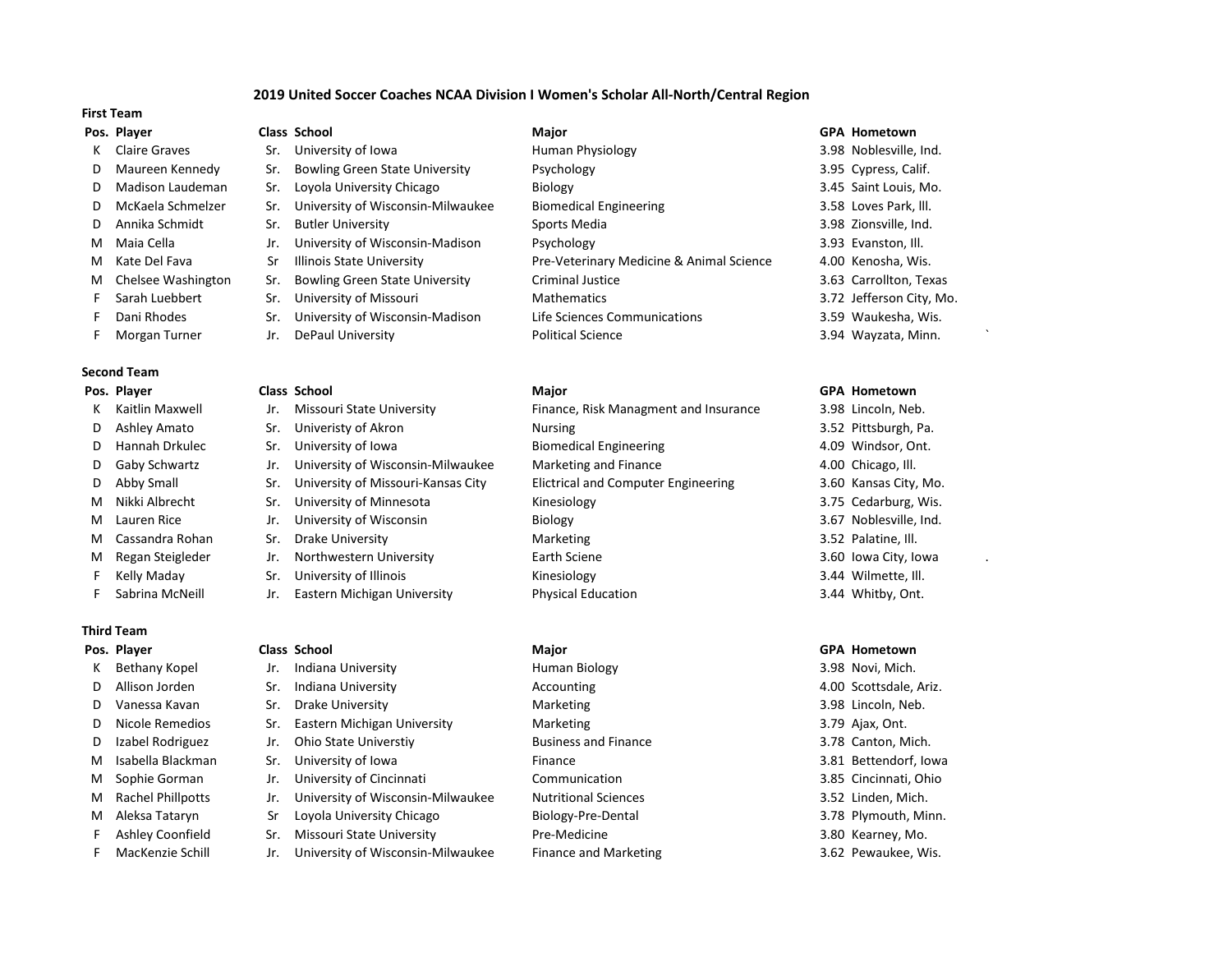## 2019 United Soccer Coaches NCAA Division I Women's Scholar All-North/Central Region

### First Team

| Pos. | Player | Class | School | Major | GPA | Hometown |
|---|---|---|---|---|---|---|
| K | Claire Graves | Sr. | University of Iowa | Human Physiology | 3.98 | Noblesville, Ind. |
| D | Maureen Kennedy | Sr. | Bowling Green State University | Psychology | 3.95 | Cypress, Calif. |
| D | Madison Laudeman | Sr. | Loyola University Chicago | Biology | 3.45 | Saint Louis, Mo. |
| D | McKaela Schmelzer | Sr. | University of Wisconsin-Milwaukee | Biomedical Engineering | 3.58 | Loves Park, Ill. |
| D | Annika Schmidt | Sr. | Butler University | Sports Media | 3.98 | Zionsville, Ind. |
| M | Maia Cella | Jr. | University of Wisconsin-Madison | Psychology | 3.93 | Evanston, Ill. |
| M | Kate Del Fava | Sr | Illinois State University | Pre-Veterinary Medicine & Animal Science | 4.00 | Kenosha, Wis. |
| M | Chelsee Washington | Sr. | Bowling Green State University | Criminal Justice | 3.63 | Carrollton, Texas |
| F | Sarah Luebbert | Sr. | University of Missouri | Mathematics | 3.72 | Jefferson City, Mo. |
| F | Dani Rhodes | Sr. | University of Wisconsin-Madison | Life Sciences Communications | 3.59 | Waukesha, Wis. |
| F | Morgan Turner | Jr. | DePaul University | Political Science | 3.94 | Wayzata, Minn. |

### Second Team

| Pos. | Player | Class | School | Major | GPA | Hometown |
|---|---|---|---|---|---|---|
| K | Kaitlin Maxwell | Jr. | Missouri State University | Finance, Risk Managment and Insurance | 3.98 | Lincoln, Neb. |
| D | Ashley Amato | Sr. | Univeristy of Akron | Nursing | 3.52 | Pittsburgh, Pa. |
| D | Hannah Drkulec | Sr. | University of Iowa | Biomedical Engineering | 4.09 | Windsor, Ont. |
| D | Gaby Schwartz | Jr. | University of Wisconsin-Milwaukee | Marketing and Finance | 4.00 | Chicago, Ill. |
| D | Abby Small | Sr. | University of Missouri-Kansas City | Elictrical and Computer Engineering | 3.60 | Kansas City, Mo. |
| M | Nikki Albrecht | Sr. | University of Minnesota | Kinesiology | 3.75 | Cedarburg, Wis. |
| M | Lauren Rice | Jr. | University of Wisconsin | Biology | 3.67 | Noblesville, Ind. |
| M | Cassandra Rohan | Sr. | Drake University | Marketing | 3.52 | Palatine, Ill. |
| M | Regan Steigleder | Jr. | Northwestern University | Earth Sciene | 3.60 | Iowa City, Iowa |
| F | Kelly Maday | Sr. | University of Illinois | Kinesiology | 3.44 | Wilmette, Ill. |
| F | Sabrina McNeill | Jr. | Eastern Michigan University | Physical Education | 3.44 | Whitby, Ont. |

### Third Team

| Pos. | Player | Class | School | Major | GPA | Hometown |
|---|---|---|---|---|---|---|
| K | Bethany Kopel | Jr. | Indiana University | Human Biology | 3.98 | Novi, Mich. |
| D | Allison Jorden | Sr. | Indiana University | Accounting | 4.00 | Scottsdale, Ariz. |
| D | Vanessa Kavan | Sr. | Drake University | Marketing | 3.98 | Lincoln, Neb. |
| D | Nicole Remedios | Sr. | Eastern Michigan University | Marketing | 3.79 | Ajax, Ont. |
| D | Izabel Rodriguez | Jr. | Ohio State Universtiy | Business and Finance | 3.78 | Canton, Mich. |
| M | Isabella Blackman | Sr. | University of Iowa | Finance | 3.81 | Bettendorf, Iowa |
| M | Sophie Gorman | Jr. | University of Cincinnati | Communication | 3.85 | Cincinnati, Ohio |
| M | Rachel Phillpotts | Jr. | University of Wisconsin-Milwaukee | Nutritional Sciences | 3.52 | Linden, Mich. |
| M | Aleksa Tataryn | Sr | Loyola University Chicago | Biology-Pre-Dental | 3.78 | Plymouth, Minn. |
| F | Ashley Coonfield | Sr. | Missouri State University | Pre-Medicine | 3.80 | Kearney, Mo. |
| F | MacKenzie Schill | Jr. | University of Wisconsin-Milwaukee | Finance and Marketing | 3.62 | Pewaukee, Wis. |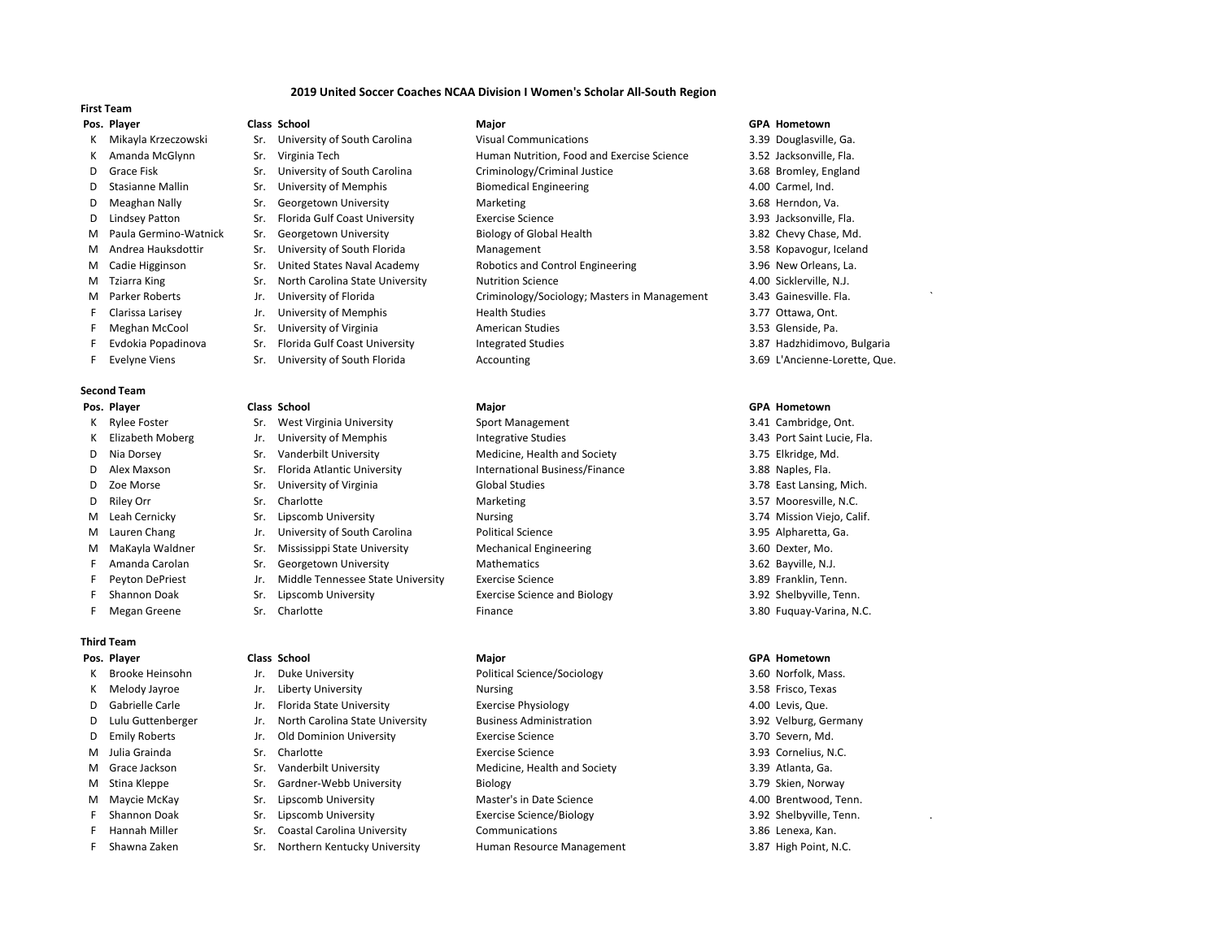# 2019 United Soccer Coaches NCAA Division I Women's Scholar All-South Region

## First Team

| Pos. | Player | Class | School | Major | GPA | Hometown |
|---|---|---|---|---|---|---|
| K | Mikayla Krzeczowski | Sr. | University of South Carolina | Visual Communications | 3.39 | Douglasville, Ga. |
| K | Amanda McGlynn | Sr. | Virginia Tech | Human Nutrition, Food and Exercise Science | 3.52 | Jacksonville, Fla. |
| D | Grace Fisk | Sr. | University of South Carolina | Criminology/Criminal Justice | 3.68 | Bromley, England |
| D | Stasianne Mallin | Sr. | University of Memphis | Biomedical Engineering | 4.00 | Carmel, Ind. |
| D | Meaghan Nally | Sr. | Georgetown University | Marketing | 3.68 | Herndon, Va. |
| D | Lindsey Patton | Sr. | Florida Gulf Coast University | Exercise Science | 3.93 | Jacksonville, Fla. |
| M | Paula Germino-Watnick | Sr. | Georgetown University | Biology of Global Health | 3.82 | Chevy Chase, Md. |
| M | Andrea Hauksdottir | Sr. | University of South Florida | Management | 3.58 | Kopavogur, Iceland |
| M | Cadie Higginson | Sr. | United States Naval Academy | Robotics and Control Engineering | 3.96 | New Orleans, La. |
| M | Tziarra King | Sr. | North Carolina State University | Nutrition Science | 4.00 | Sicklerville, N.J. |
| M | Parker Roberts | Jr. | University of Florida | Criminology/Sociology; Masters in Management | 3.43 | Gainesville. Fla. |
| F | Clarissa Larisey | Jr. | University of Memphis | Health Studies | 3.77 | Ottawa, Ont. |
| F | Meghan McCool | Sr. | University of Virginia | American Studies | 3.53 | Glenside, Pa. |
| F | Evdokia Popadinova | Sr. | Florida Gulf Coast University | Integrated Studies | 3.87 | Hadzhidimovo, Bulgaria |
| F | Evelyne Viens | Sr. | University of South Florida | Accounting | 3.69 | L'Ancienne-Lorette, Que. |

## Second Team

| Pos. | Player | Class | School | Major | GPA | Hometown |
|---|---|---|---|---|---|---|
| K | Rylee Foster | Sr. | West Virginia University | Sport Management | 3.41 | Cambridge, Ont. |
| K | Elizabeth Moberg | Jr. | University of Memphis | Integrative Studies | 3.43 | Port Saint Lucie, Fla. |
| D | Nia Dorsey | Sr. | Vanderbilt University | Medicine, Health and Society | 3.75 | Elkridge, Md. |
| D | Alex Maxson | Sr. | Florida Atlantic University | International Business/Finance | 3.88 | Naples, Fla. |
| D | Zoe Morse | Sr. | University of Virginia | Global Studies | 3.78 | East Lansing, Mich. |
| D | Riley Orr | Sr. | Charlotte | Marketing | 3.57 | Mooresville, N.C. |
| M | Leah Cernicky | Sr. | Lipscomb University | Nursing | 3.74 | Mission Viejo, Calif. |
| M | Lauren Chang | Jr. | University of South Carolina | Political Science | 3.95 | Alpharetta, Ga. |
| M | MaKayla Waldner | Sr. | Mississippi State University | Mechanical Engineering | 3.60 | Dexter, Mo. |
| F | Amanda Carolan | Sr. | Georgetown University | Mathematics | 3.62 | Bayville, N.J. |
| F | Peyton DePriest | Jr. | Middle Tennessee State University | Exercise Science | 3.89 | Franklin, Tenn. |
| F | Shannon Doak | Sr. | Lipscomb University | Exercise Science and Biology | 3.92 | Shelbyville, Tenn. |
| F | Megan Greene | Sr. | Charlotte | Finance | 3.80 | Fuquay-Varina, N.C. |

## Third Team

| Pos. | Player | Class | School | Major | GPA | Hometown |
|---|---|---|---|---|---|---|
| K | Brooke Heinsohn | Jr. | Duke University | Political Science/Sociology | 3.60 | Norfolk, Mass. |
| K | Melody Jayroe | Jr. | Liberty University | Nursing | 3.58 | Frisco, Texas |
| D | Gabrielle Carle | Jr. | Florida State University | Exercise Physiology | 4.00 | Levis, Que. |
| D | Lulu Guttenberger | Jr. | North Carolina State University | Business Administration | 3.92 | Velburg, Germany |
| D | Emily Roberts | Jr. | Old Dominion University | Exercise Science | 3.70 | Severn, Md. |
| M | Julia Grainda | Sr. | Charlotte | Exercise Science | 3.93 | Cornelius, N.C. |
| M | Grace Jackson | Sr. | Vanderbilt University | Medicine, Health and Society | 3.39 | Atlanta, Ga. |
| M | Stina Kleppe | Sr. | Gardner-Webb University | Biology | 3.79 | Skien, Norway |
| M | Maycie McKay | Sr. | Lipscomb University | Master's in Date Science | 4.00 | Brentwood, Tenn. |
| F | Shannon Doak | Sr. | Lipscomb University | Exercise Science/Biology | 3.92 | Shelbyville, Tenn. |
| F | Hannah Miller | Sr. | Coastal Carolina University | Communications | 3.86 | Lenexa, Kan. |
| F | Shawna Zaken | Sr. | Northern Kentucky University | Human Resource Management | 3.87 | High Point, N.C. |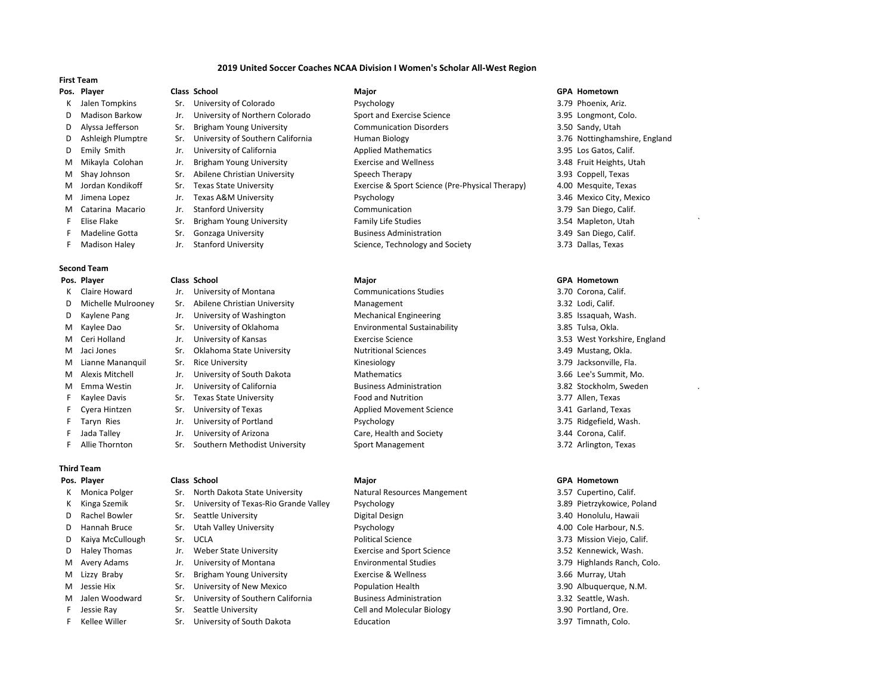# 2019 United Soccer Coaches NCAA Division I Women's Scholar All-West Region

## First Team

| Pos. | Player | Class | School | Major | GPA | Hometown |
|---|---|---|---|---|---|---|
| K | Jalen Tompkins | Sr. | University of Colorado | Psychology | 3.79 | Phoenix, Ariz. |
| D | Madison Barkow | Jr. | University of Northern Colorado | Sport and Exercise Science | 3.95 | Longmont, Colo. |
| D | Alyssa Jefferson | Sr. | Brigham Young University | Communication Disorders | 3.50 | Sandy, Utah |
| D | Ashleigh Plumptre | Sr. | University of Southern California | Human Biology | 3.76 | Nottinghamshire, England |
| D | Emily Smith | Jr. | University of California | Applied Mathematics | 3.95 | Los Gatos, Calif. |
| M | Mikayla Colohan | Jr. | Brigham Young University | Exercise and Wellness | 3.48 | Fruit Heights, Utah |
| M | Shay Johnson | Sr. | Abilene Christian University | Speech Therapy | 3.93 | Coppell, Texas |
| M | Jordan Kondikoff | Sr. | Texas State University | Exercise & Sport Science (Pre-Physical Therapy) | 4.00 | Mesquite, Texas |
| M | Jimena Lopez | Jr. | Texas A&M University | Psychology | 3.46 | Mexico City, Mexico |
| M | Catarina Macario | Jr. | Stanford University | Communication | 3.79 | San Diego, Calif. |
| F | Elise Flake | Sr. | Brigham Young University | Family Life Studies | 3.54 | Mapleton, Utah |
| F | Madeline Gotta | Sr. | Gonzaga University | Business Administration | 3.49 | San Diego, Calif. |
| F | Madison Haley | Jr. | Stanford University | Science, Technology and Society | 3.73 | Dallas, Texas |

## Second Team

| Pos. | Player | Class | School | Major | GPA | Hometown |
|---|---|---|---|---|---|---|
| K | Claire Howard | Jr. | University of Montana | Communications Studies | 3.70 | Corona, Calif. |
| D | Michelle Mulrooney | Sr. | Abilene Christian University | Management | 3.32 | Lodi, Calif. |
| D | Kaylene Pang | Jr. | University of Washington | Mechanical Engineering | 3.85 | Issaquah, Wash. |
| M | Kaylee Dao | Sr. | University of Oklahoma | Environmental Sustainability | 3.85 | Tulsa, Okla. |
| M | Ceri Holland | Jr. | University of Kansas | Exercise Science | 3.53 | West Yorkshire, England |
| M | Jaci Jones | Sr. | Oklahoma State University | Nutritional Sciences | 3.49 | Mustang, Okla. |
| M | Lianne Mananquil | Sr. | Rice University | Kinesiology | 3.79 | Jacksonville, Fla. |
| M | Alexis Mitchell | Jr. | University of South Dakota | Mathematics | 3.66 | Lee's Summit, Mo. |
| M | Emma Westin | Jr. | University of California | Business Administration | 3.82 | Stockholm, Sweden |
| F | Kaylee Davis | Sr. | Texas State University | Food and Nutrition | 3.77 | Allen, Texas |
| F | Cyera Hintzen | Sr. | University of Texas | Applied Movement Science | 3.41 | Garland, Texas |
| F | Taryn Ries | Jr. | University of Portland | Psychology | 3.75 | Ridgefield, Wash. |
| F | Jada Talley | Jr. | University of Arizona | Care, Health and Society | 3.44 | Corona, Calif. |
| F | Allie Thornton | Sr. | Southern Methodist University | Sport Management | 3.72 | Arlington, Texas |

## Third Team

| Pos. | Player | Class | School | Major | GPA | Hometown |
|---|---|---|---|---|---|---|
| K | Monica Polger | Sr. | North Dakota State University | Natural Resources Mangement | 3.57 | Cupertino, Calif. |
| K | Kinga Szemik | Sr. | University of Texas-Rio Grande Valley | Psychology | 3.89 | Pietrzykowice, Poland |
| D | Rachel Bowler | Sr. | Seattle University | Digital Design | 3.40 | Honolulu, Hawaii |
| D | Hannah Bruce | Sr. | Utah Valley University | Psychology | 4.00 | Cole Harbour, N.S. |
| D | Kaiya McCullough | Sr. | UCLA | Political Science | 3.73 | Mission Viejo, Calif. |
| D | Haley Thomas | Jr. | Weber State University | Exercise and Sport Science | 3.52 | Kennewick, Wash. |
| M | Avery Adams | Jr. | University of Montana | Environmental Studies | 3.79 | Highlands Ranch, Colo. |
| M | Lizzy Braby | Sr. | Brigham Young University | Exercise & Wellness | 3.66 | Murray, Utah |
| M | Jessie Hix | Sr. | University of New Mexico | Population Health | 3.90 | Albuquerque, N.M. |
| M | Jalen Woodward | Sr. | University of Southern California | Business Administration | 3.32 | Seattle, Wash. |
| F | Jessie Ray | Sr. | Seattle University | Cell and Molecular Biology | 3.90 | Portland, Ore. |
| F | Kellee Willer | Sr. | University of South Dakota | Education | 3.97 | Timnath, Colo. |